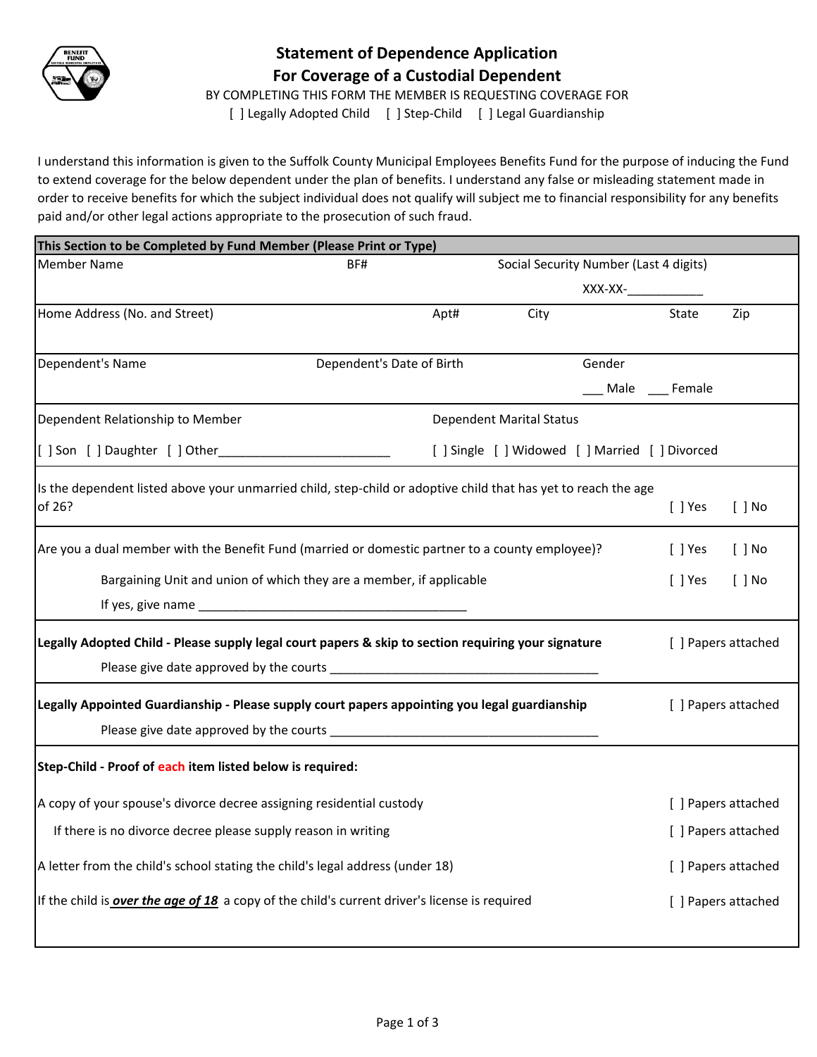# Statement of Dependence Application
# For Coverage of a Custodial Dependent

BY COMPLETING THIS FORM THE MEMBER IS REQUESTING COVERAGE FOR

[ ] Legally Adopted Child [ ] Step-Child [ ] Legal Guardianship

I understand this information is given to the Suffolk County Municipal Employees Benefits Fund for the purpose of inducing the Fund to extend coverage for the below dependent under the plan of benefits. I understand any false or misleading statement made in order to receive benefits for which the subject individual does not qualify will subject me to financial responsibility for any benefits paid and/or other legal actions appropriate to the prosecution of such fraud.

**This Section to be Completed by Fund Member (Please Print or Type)**

Member Name | BF# | Social Security Number (Last 4 digits) XXX-XX-___________

Home Address (No. and Street) | Apt# | City | State | Zip

Dependent's Name | Dependent's Date of Birth | Gender ___ Male ___ Female

Dependent Relationship to Member

[ ] Son [ ] Daughter [ ] Other_________________________

Dependent Marital Status

[ ] Single [ ] Widowed [ ] Married [ ] Divorced

Is the dependent listed above your unmarried child, step-child or adoptive child that has yet to reach the age of 26? [ ] Yes [ ] No

Are you a dual member with the Benefit Fund (married or domestic partner to a county employee)? [ ] Yes [ ] No

Bargaining Unit and union of which they are a member, if applicable [ ] Yes [ ] No

If yes, give name ________________________________________

**Legally Adopted Child - Please supply legal court papers & skip to section requiring your signature** [ ] Papers attached

Please give date approved by the courts ________________________________________

**Legally Appointed Guardianship - Please supply court papers appointing you legal guardianship** [ ] Papers attached

Please give date approved by the courts ________________________________________

**Step-Child - Proof of each item listed below is required:**

A copy of your spouse's divorce decree assigning residential custody [ ] Papers attached

If there is no divorce decree please supply reason in writing [ ] Papers attached

A letter from the child's school stating the child's legal address (under 18) [ ] Papers attached

If the child is ***over the age of 18*** a copy of the child's current driver's license is required [ ] Papers attached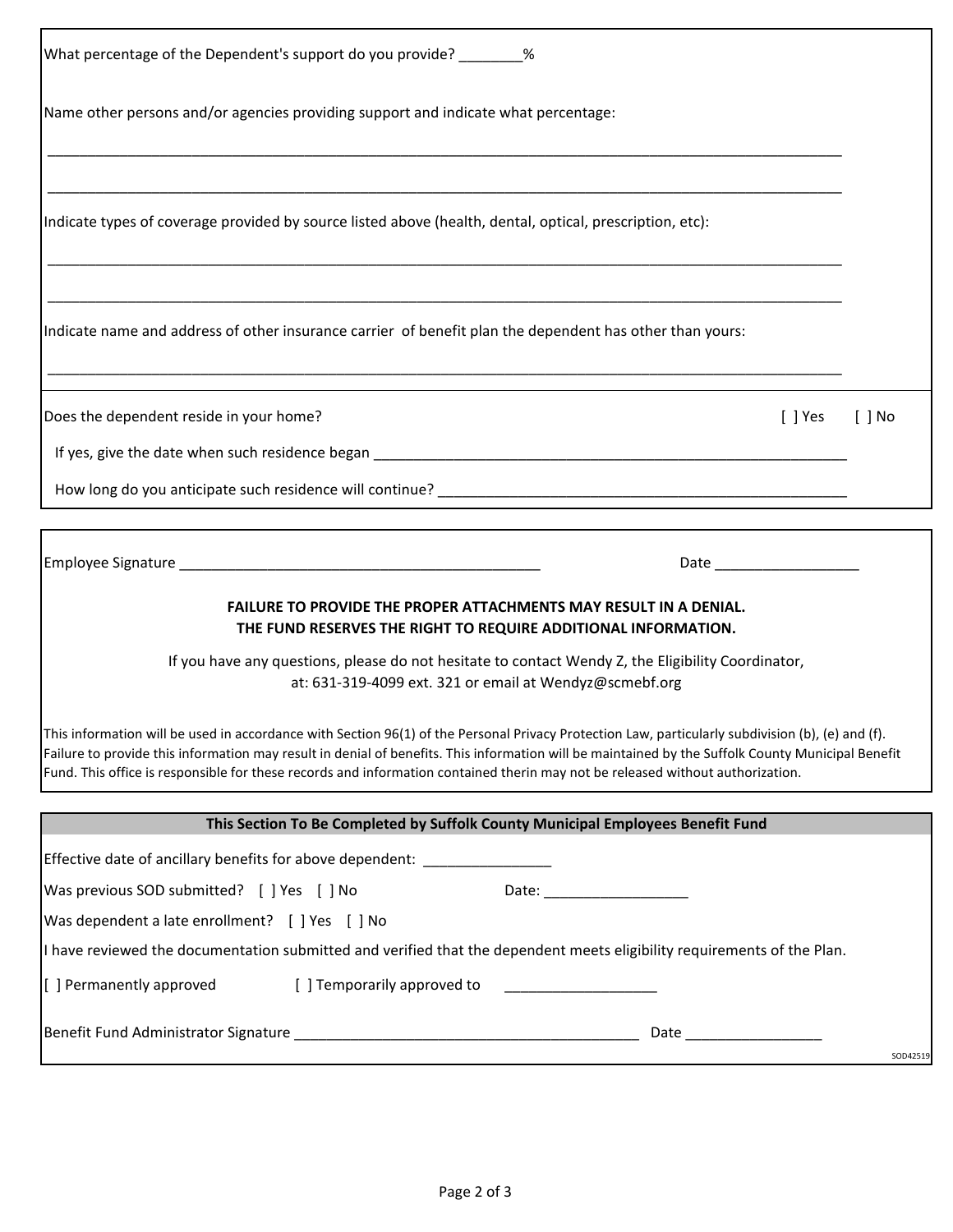What percentage of the Dependent's support do you provide? ________%

Name other persons and/or agencies providing support and indicate what percentage:

_______________________________________________________________________________________________

_______________________________________________________________________________________________

Indicate types of coverage provided by source listed above (health, dental, optical, prescription, etc):

_______________________________________________________________________________________________

_______________________________________________________________________________________________

Indicate name and address of other insurance carrier of benefit plan the dependent has other than yours:

_______________________________________________________________________________________________

Does the dependent reside in your home? [ ] Yes [ ] No

If yes, give the date when such residence began ____________________________________________________________

How long do you anticipate such residence will continue? ____________________________________________________

Employee Signature _______________________________________________ Date __________________

**FAILURE TO PROVIDE THE PROPER ATTACHMENTS MAY RESULT IN A DENIAL.**
**THE FUND RESERVES THE RIGHT TO REQUIRE ADDITIONAL INFORMATION.**

If you have any questions, please do not hesitate to contact Wendy Z, the Eligibility Coordinator, at: 631-319-4099 ext. 321 or email at Wendyz@scmebf.org

This information will be used in accordance with Section 96(1) of the Personal Privacy Protection Law, particularly subdivision (b), (e) and (f). Failure to provide this information may result in denial of benefits. This information will be maintained by the Suffolk County Municipal Benefit Fund. This office is responsible for these records and information contained therin may not be released without authorization.

## This Section To Be Completed by Suffolk County Municipal Employees Benefit Fund

Effective date of ancillary benefits for above dependent: ________________

Was previous SOD submitted? [ ] Yes [ ] No Date: __________________

Was dependent a late enrollment? [ ] Yes [ ] No

I have reviewed the documentation submitted and verified that the dependent meets eligibility requirements of the Plan.

[ ] Permanently approved [ ] Temporarily approved to ___________________

Benefit Fund Administrator Signature ____________________________________________ Date _________________

SOD42519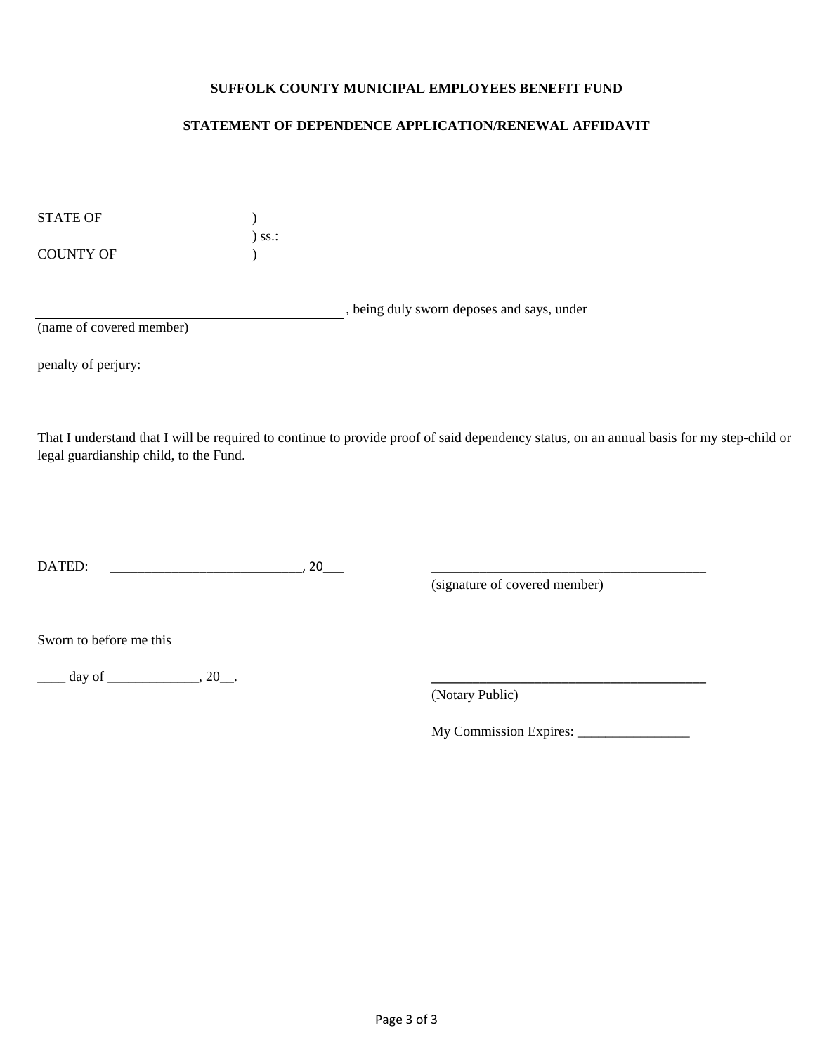**SUFFOLK COUNTY MUNICIPAL EMPLOYEES BENEFIT FUND**

**STATEMENT OF DEPENDENCE APPLICATION/RENEWAL AFFIDAVIT**

STATE OF )
) ss.:
COUNTY OF )

\_\_\_\_\_\_\_\_\_\_\_\_\_\_\_\_\_\_\_\_\_\_\_\_\_\_\_\_\_\_\_\_\_\_\_\_\_\_\_\_\_\_\_\_ , being duly sworn deposes and says, under
(name of covered member)

penalty of perjury:

That I understand that I will be required to continue to provide proof of said dependency status, on an annual basis for my step-child or legal guardianship child, to the Fund.

DATED: \_\_\_\_\_\_\_\_\_\_\_\_\_\_\_\_\_\_\_\_\_\_\_\_\_\_\_\_, 20\_\_\_

\_\_\_\_\_\_\_\_\_\_\_\_\_\_\_\_\_\_\_\_\_\_\_\_\_\_\_\_\_\_\_\_\_\_\_\_\_\_\_\_
(signature of covered member)

Sworn to before me this

\_\_\_\_ day of \_\_\_\_\_\_\_\_\_\_\_\_\_, 20\_\_.

\_\_\_\_\_\_\_\_\_\_\_\_\_\_\_\_\_\_\_\_\_\_\_\_\_\_\_\_\_\_\_\_\_\_\_\_\_\_\_\_
(Notary Public)

My Commission Expires: \_\_\_\_\_\_\_\_\_\_\_\_\_\_\_\_